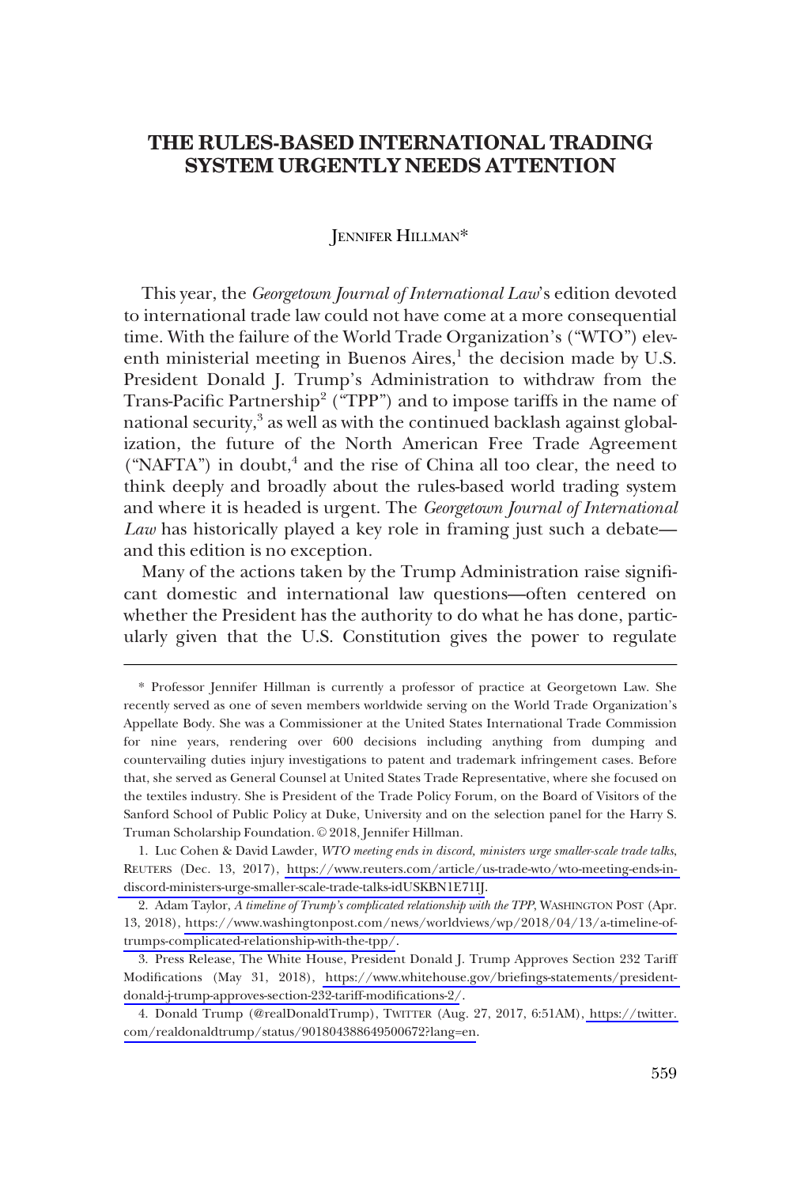# THE RULES-BASED INTERNATIONAL TRADING SYSTEM URGENTLY NEEDS ATTENTION

JENNIFER HILLMAN*

This year, the *Georgetown Journal of International Law*'s edition devoted to international trade law could not have come at a more consequential time. With the failure of the World Trade Organization's ("WTO") eleventh ministerial meeting in Buenos Aires,[1] the decision made by U.S. President Donald J. Trump's Administration to withdraw from the Trans-Pacific Partnership[2] ("TPP") and to impose tariffs in the name of national security,[3] as well as with the continued backlash against globalization, the future of the North American Free Trade Agreement ("NAFTA") in doubt,[4] and the rise of China all too clear, the need to think deeply and broadly about the rules-based world trading system and where it is headed is urgent. The *Georgetown Journal of International Law* has historically played a key role in framing just such a debate—and this edition is no exception.

Many of the actions taken by the Trump Administration raise significant domestic and international law questions—often centered on whether the President has the authority to do what he has done, particularly given that the U.S. Constitution gives the power to regulate

---

\* Professor Jennifer Hillman is currently a professor of practice at Georgetown Law. She recently served as one of seven members worldwide serving on the World Trade Organization's Appellate Body. She was a Commissioner at the United States International Trade Commission for nine years, rendering over 600 decisions including anything from dumping and countervailing duties injury investigations to patent and trademark infringement cases. Before that, she served as General Counsel at United States Trade Representative, where she focused on the textiles industry. She is President of the Trade Policy Forum, on the Board of Visitors of the Sanford School of Public Policy at Duke, University and on the selection panel for the Harry S. Truman Scholarship Foundation. © 2018, Jennifer Hillman.

1. Luc Cohen & David Lawder, *WTO meeting ends in discord, ministers urge smaller-scale trade talks*, REUTERS (Dec. 13, 2017), https://www.reuters.com/article/us-trade-wto/wto-meeting-ends-in-discord-ministers-urge-smaller-scale-trade-talks-idUSKBN1E71IJ.

2. Adam Taylor, *A timeline of Trump's complicated relationship with the TPP*, WASHINGTON POST (Apr. 13, 2018), https://www.washingtonpost.com/news/worldviews/wp/2018/04/13/a-timeline-of-trumps-complicated-relationship-with-the-tpp/.

3. Press Release, The White House, President Donald J. Trump Approves Section 232 Tariff Modifications (May 31, 2018), https://www.whitehouse.gov/briefings-statements/president-donald-j-trump-approves-section-232-tariff-modifications-2/.

4. Donald Trump (@realDonaldTrump), TWITTER (Aug. 27, 2017, 6:51AM), https://twitter.com/realdonaldtrump/status/901804388649500672?lang=en.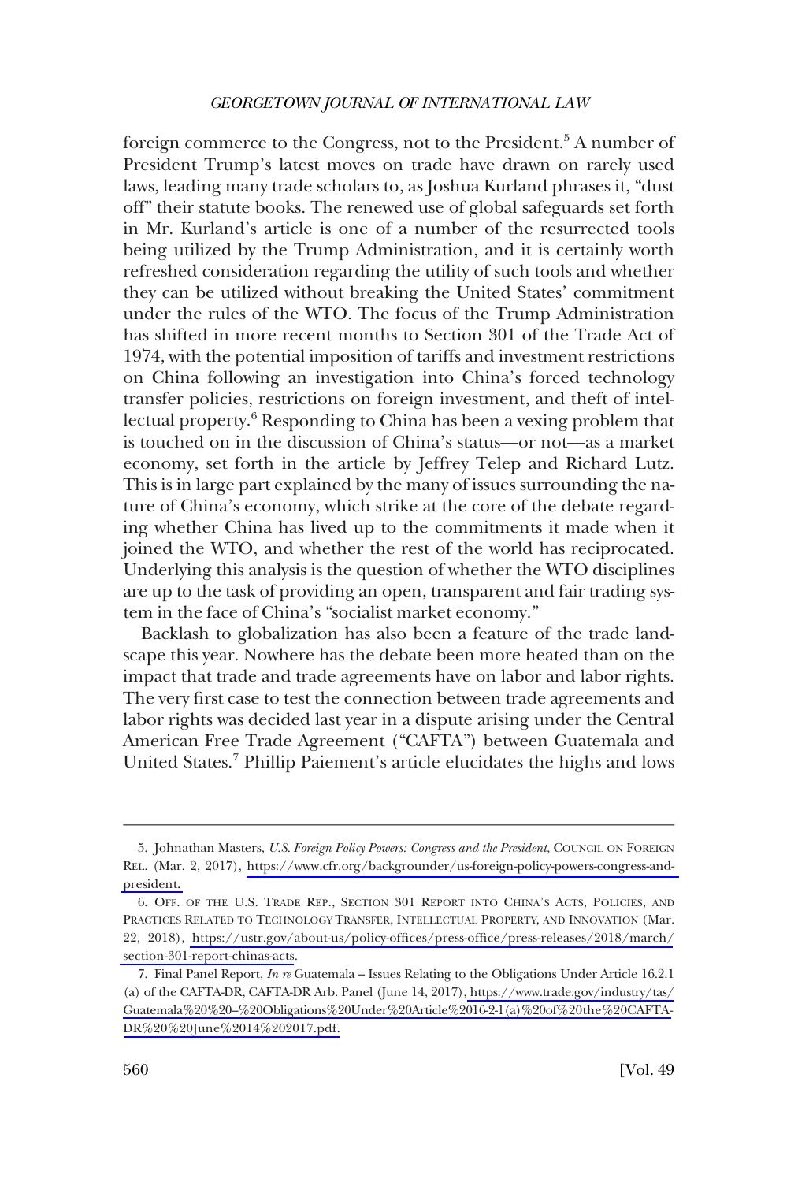foreign commerce to the Congress, not to the President.[5] A number of President Trump's latest moves on trade have drawn on rarely used laws, leading many trade scholars to, as Joshua Kurland phrases it, "dust off" their statute books. The renewed use of global safeguards set forth in Mr. Kurland's article is one of a number of the resurrected tools being utilized by the Trump Administration, and it is certainly worth refreshed consideration regarding the utility of such tools and whether they can be utilized without breaking the United States' commitment under the rules of the WTO. The focus of the Trump Administration has shifted in more recent months to Section 301 of the Trade Act of 1974, with the potential imposition of tariffs and investment restrictions on China following an investigation into China's forced technology transfer policies, restrictions on foreign investment, and theft of intellectual property.[6] Responding to China has been a vexing problem that is touched on in the discussion of China's status—or not—as a market economy, set forth in the article by Jeffrey Telep and Richard Lutz. This is in large part explained by the many of issues surrounding the nature of China's economy, which strike at the core of the debate regarding whether China has lived up to the commitments it made when it joined the WTO, and whether the rest of the world has reciprocated. Underlying this analysis is the question of whether the WTO disciplines are up to the task of providing an open, transparent and fair trading system in the face of China's "socialist market economy."

Backlash to globalization has also been a feature of the trade landscape this year. Nowhere has the debate been more heated than on the impact that trade and trade agreements have on labor and labor rights. The very first case to test the connection between trade agreements and labor rights was decided last year in a dispute arising under the Central American Free Trade Agreement ("CAFTA") between Guatemala and United States.[7] Phillip Paiement's article elucidates the highs and lows

---

5. Johnathan Masters, *U.S. Foreign Policy Powers: Congress and the President*, COUNCIL ON FOREIGN REL. (Mar. 2, 2017), https://www.cfr.org/backgrounder/us-foreign-policy-powers-congress-and-president.

6. OFF. OF THE U.S. TRADE REP., SECTION 301 REPORT INTO CHINA'S ACTS, POLICIES, AND PRACTICES RELATED TO TECHNOLOGY TRANSFER, INTELLECTUAL PROPERTY, AND INNOVATION (Mar. 22, 2018), https://ustr.gov/about-us/policy-offices/press-office/press-releases/2018/march/section-301-report-chinas-acts.

7. Final Panel Report, *In re* Guatemala – Issues Relating to the Obligations Under Article 16.2.1 (a) of the CAFTA-DR, CAFTA-DR Arb. Panel (June 14, 2017), https://www.trade.gov/industry/tas/Guatemala%20%20–%20Obligations%20Under%20Article%2016-2-1(a)%20of%20the%20CAFTA-DR%20%20June%2014%202017.pdf.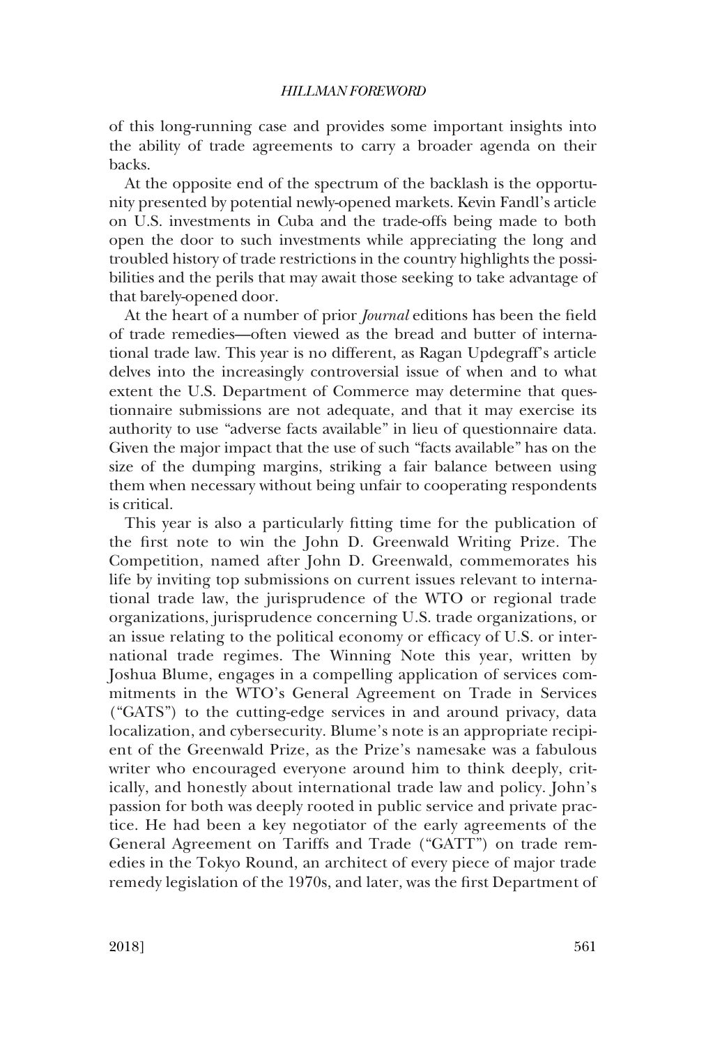of this long-running case and provides some important insights into the ability of trade agreements to carry a broader agenda on their backs.

At the opposite end of the spectrum of the backlash is the opportunity presented by potential newly-opened markets. Kevin Fandl's article on U.S. investments in Cuba and the trade-offs being made to both open the door to such investments while appreciating the long and troubled history of trade restrictions in the country highlights the possibilities and the perils that may await those seeking to take advantage of that barely-opened door.

At the heart of a number of prior *Journal* editions has been the field of trade remedies—often viewed as the bread and butter of international trade law. This year is no different, as Ragan Updegraff's article delves into the increasingly controversial issue of when and to what extent the U.S. Department of Commerce may determine that questionnaire submissions are not adequate, and that it may exercise its authority to use "adverse facts available" in lieu of questionnaire data. Given the major impact that the use of such "facts available" has on the size of the dumping margins, striking a fair balance between using them when necessary without being unfair to cooperating respondents is critical.

This year is also a particularly fitting time for the publication of the first note to win the John D. Greenwald Writing Prize. The Competition, named after John D. Greenwald, commemorates his life by inviting top submissions on current issues relevant to international trade law, the jurisprudence of the WTO or regional trade organizations, jurisprudence concerning U.S. trade organizations, or an issue relating to the political economy or efficacy of U.S. or international trade regimes. The Winning Note this year, written by Joshua Blume, engages in a compelling application of services commitments in the WTO's General Agreement on Trade in Services ("GATS") to the cutting-edge services in and around privacy, data localization, and cybersecurity. Blume's note is an appropriate recipient of the Greenwald Prize, as the Prize's namesake was a fabulous writer who encouraged everyone around him to think deeply, critically, and honestly about international trade law and policy. John's passion for both was deeply rooted in public service and private practice. He had been a key negotiator of the early agreements of the General Agreement on Tariffs and Trade ("GATT") on trade remedies in the Tokyo Round, an architect of every piece of major trade remedy legislation of the 1970s, and later, was the first Department of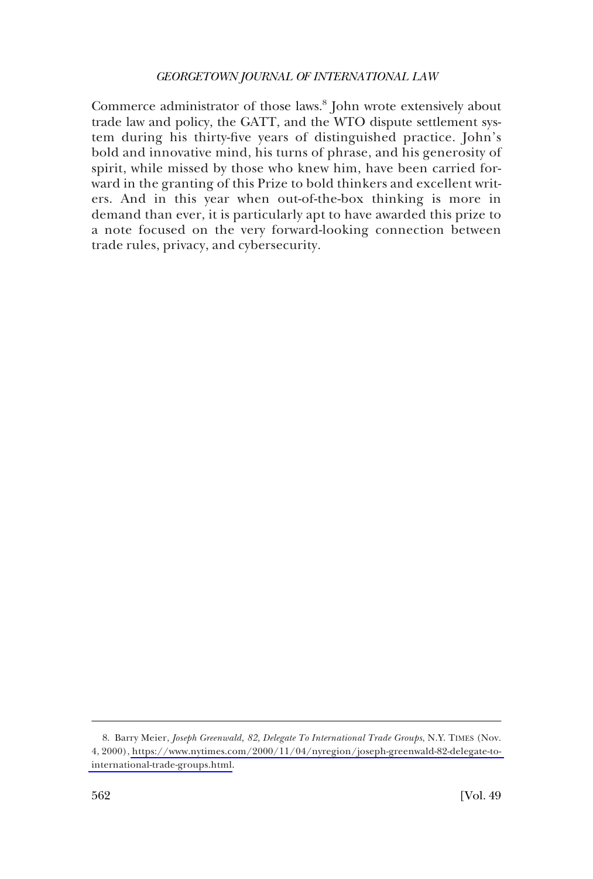Commerce administrator of those laws.[8] John wrote extensively about trade law and policy, the GATT, and the WTO dispute settlement system during his thirty-five years of distinguished practice. John's bold and innovative mind, his turns of phrase, and his generosity of spirit, while missed by those who knew him, have been carried forward in the granting of this Prize to bold thinkers and excellent writers. And in this year when out-of-the-box thinking is more in demand than ever, it is particularly apt to have awarded this prize to a note focused on the very forward-looking connection between trade rules, privacy, and cybersecurity.

8. Barry Meier, *Joseph Greenwald, 82, Delegate To International Trade Groups*, N.Y. TIMES (Nov. 4, 2000), https://www.nytimes.com/2000/11/04/nyregion/joseph-greenwald-82-delegate-to-international-trade-groups.html.